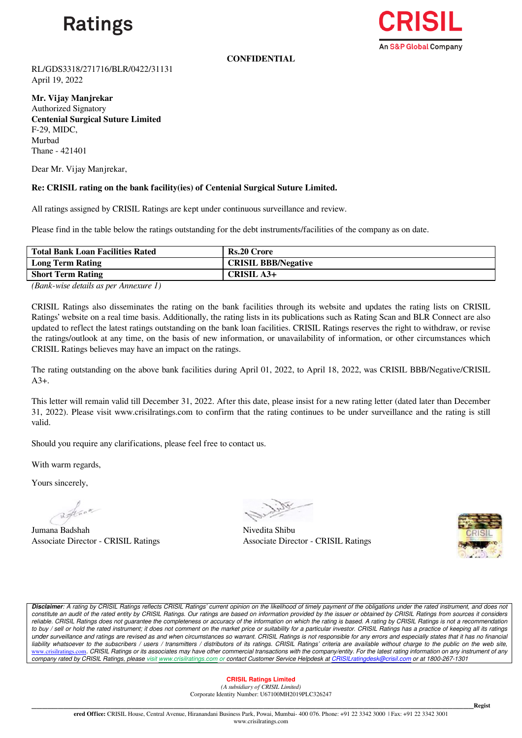Ratings

CRISIL
An S&P Global Company

**CONFIDENTIAL**

RL/GDS3318/271716/BLR/0422/31131
April 19, 2022

**Mr. Vijay Manjrekar**
Authorized Signatory
**Centenial Surgical Suture Limited**
F-29, MIDC,
Murbad
Thane - 421401

Dear Mr. Vijay Manjrekar,

**Re: CRISIL rating on the bank facility(ies) of Centenial Surgical Suture Limited.**

All ratings assigned by CRISIL Ratings are kept under continuous surveillance and review.

Please find in the table below the ratings outstanding for the debt instruments/facilities of the company as on date.

| **Total Bank Loan Facilities Rated** | **Rs.20 Crore** |
|---|---|
| **Long Term Rating** | **CRISIL BBB/Negative** |
| **Short Term Rating** | **CRISIL A3+** |

*(Bank-wise details as per Annexure 1)*

CRISIL Ratings also disseminates the rating on the bank facilities through its website and updates the rating lists on CRISIL Ratings' website on a real time basis. Additionally, the rating lists in its publications such as Rating Scan and BLR Connect are also updated to reflect the latest ratings outstanding on the bank loan facilities. CRISIL Ratings reserves the right to withdraw, or revise the ratings/outlook at any time, on the basis of new information, or unavailability of information, or other circumstances which CRISIL Ratings believes may have an impact on the ratings.

The rating outstanding on the above bank facilities during April 01, 2022, to April 18, 2022, was CRISIL BBB/Negative/CRISIL A3+.

This letter will remain valid till December 31, 2022. After this date, please insist for a new rating letter (dated later than December 31, 2022). Please visit www.crisilratings.com to confirm that the rating continues to be under surveillance and the rating is still valid.

Should you require any clarifications, please feel free to contact us.

With warm regards,

Yours sincerely,

Jumana Badshah
Associate Director - CRISIL Ratings

Nivedita Shibu
Associate Director - CRISIL Ratings

***Disclaimer**: A rating by CRISIL Ratings reflects CRISIL Ratings' current opinion on the likelihood of timely payment of the obligations under the rated instrument, and does not constitute an audit of the rated entity by CRISIL Ratings. Our ratings are based on information provided by the issuer or obtained by CRISIL Ratings from sources it considers reliable. CRISIL Ratings does not guarantee the completeness or accuracy of the information on which the rating is based. A rating by CRISIL Ratings is not a recommendation to buy / sell or hold the rated instrument; it does not comment on the market price or suitability for a particular investor. CRISIL Ratings has a practice of keeping all its ratings under surveillance and ratings are revised as and when circumstances so warrant. CRISIL Ratings is not responsible for any errors and especially states that it has no financial liability whatsoever to the subscribers / users / transmitters / distributors of its ratings. CRISIL Ratings' criteria are available without charge to the public on the web site, www.crisilratings.com. CRISIL Ratings or its associates may have other commercial transactions with the company/entity. For the latest rating information on any instrument of any company rated by CRISIL Ratings, please visit www.crisilratings.com or contact Customer Service Helpdesk at CRISILratingdesk@crisil.com or at 1800-267-1301*

**CRISIL Ratings Limited**
*(A subsidiary of CRISIL Limited)*
Corporate Identity Number: U67100MH2019PLC326247

**Registered Office:** CRISIL House, Central Avenue, Hiranandani Business Park, Powai, Mumbai- 400 076. Phone: +91 22 3342 3000 | Fax: +91 22 3342 3001
www.crisilratings.com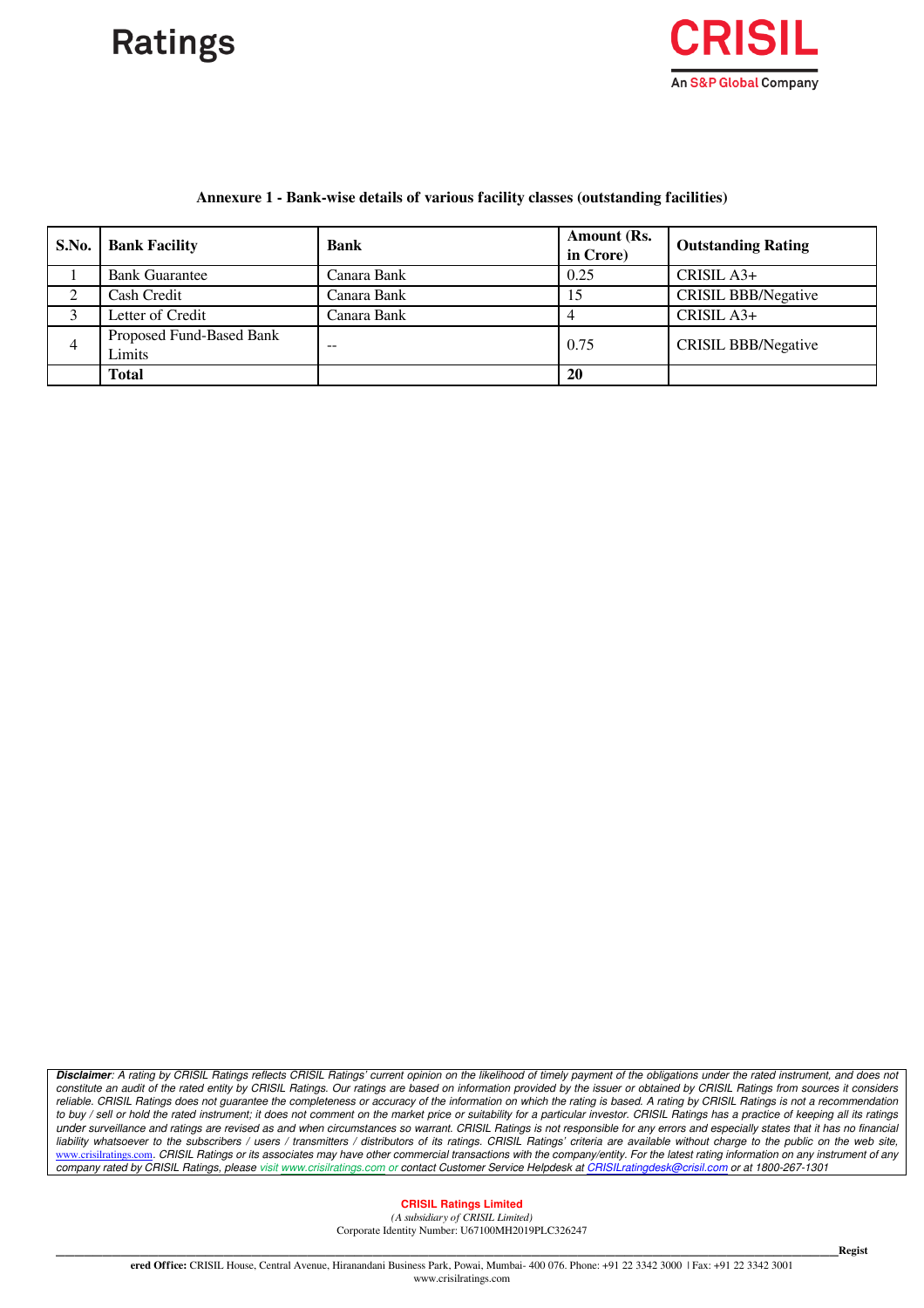**Annexure 1 - Bank-wise details of various facility classes (outstanding facilities)**

| S.No. | Bank Facility | Bank | Amount (Rs. in Crore) | Outstanding Rating |
|---|---|---|---|---|
| 1 | Bank Guarantee | Canara Bank | 0.25 | CRISIL A3+ |
| 2 | Cash Credit | Canara Bank | 15 | CRISIL BBB/Negative |
| 3 | Letter of Credit | Canara Bank | 4 | CRISIL A3+ |
| 4 | Proposed Fund-Based Bank Limits | -- | 0.75 | CRISIL BBB/Negative |
| | **Total** | | **20** | |

***Disclaimer**: A rating by CRISIL Ratings reflects CRISIL Ratings' current opinion on the likelihood of timely payment of the obligations under the rated instrument, and does not constitute an audit of the rated entity by CRISIL Ratings. Our ratings are based on information provided by the issuer or obtained by CRISIL Ratings from sources it considers reliable. CRISIL Ratings does not guarantee the completeness or accuracy of the information on which the rating is based. A rating by CRISIL Ratings is not a recommendation to buy / sell or hold the rated instrument; it does not comment on the market price or suitability for a particular investor. CRISIL Ratings has a practice of keeping all its ratings under surveillance and ratings are revised as and when circumstances so warrant. CRISIL Ratings is not responsible for any errors and especially states that it has no financial liability whatsoever to the subscribers / users / transmitters / distributors of its ratings. CRISIL Ratings' criteria are available without charge to the public on the web site, www.crisilratings.com. CRISIL Ratings or its associates may have other commercial transactions with the company/entity. For the latest rating information on any instrument of any company rated by CRISIL Ratings, please visit www.crisilratings.com or contact Customer Service Helpdesk at CRISILratingdesk@crisil.com or at 1800-267-1301*

**CRISIL Ratings Limited**
*(A subsidiary of CRISIL Limited)*
Corporate Identity Number: U67100MH2019PLC326247

**Registered Office:** CRISIL House, Central Avenue, Hiranandani Business Park, Powai, Mumbai- 400 076. Phone: +91 22 3342 3000 | Fax: +91 22 3342 3001
www.crisilratings.com